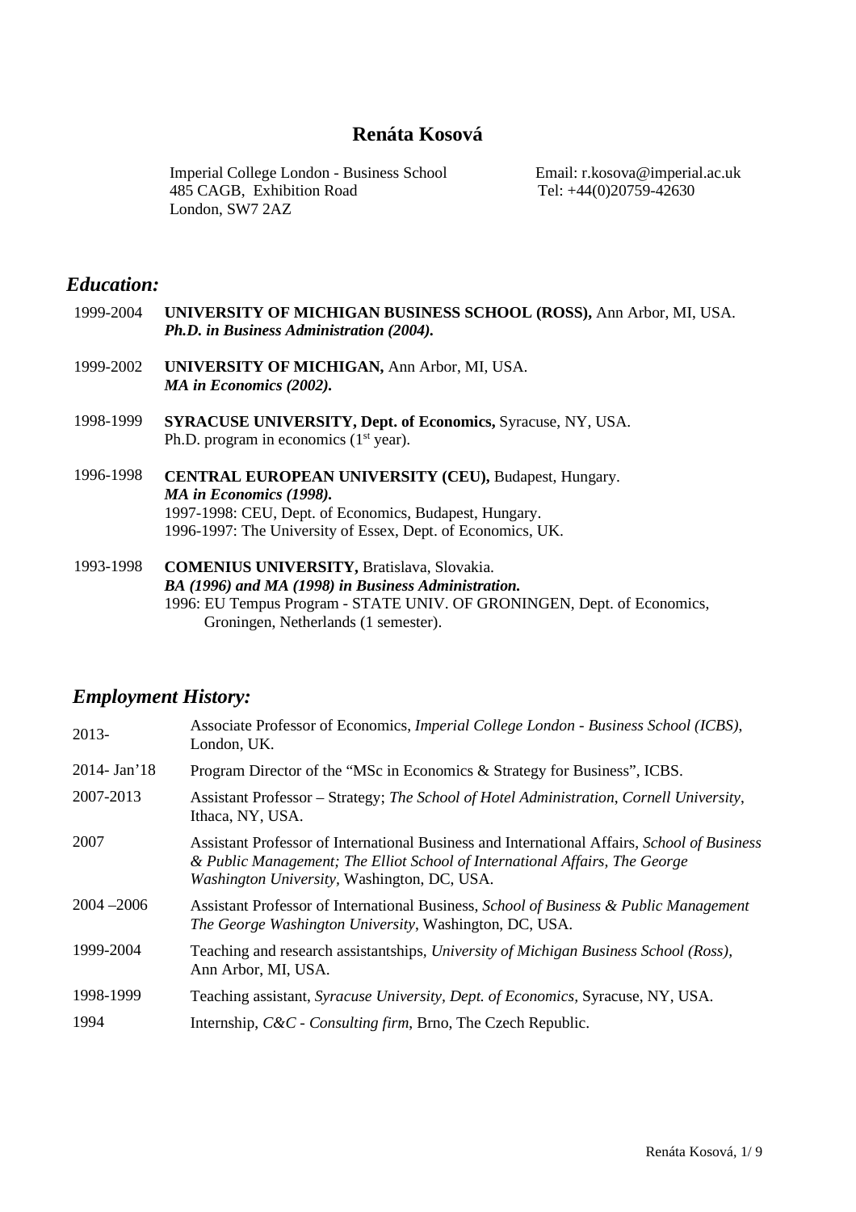# Renáta Kosová

Imperial College London - Business School
485 CAGB, Exhibition Road
London, SW7 2AZ

Email: r.kosova@imperial.ac.uk
Tel: +44(0)20759-42630

## *Education:*

1999-2004 **UNIVERSITY OF MICHIGAN BUSINESS SCHOOL (ROSS),** Ann Arbor, MI, USA.
***Ph.D. in Business Administration (2004).***

1999-2002 **UNIVERSITY OF MICHIGAN,** Ann Arbor, MI, USA.
***MA in Economics (2002).***

1998-1999 **SYRACUSE UNIVERSITY, Dept. of Economics,** Syracuse, NY, USA.
Ph.D. program in economics (1st year).

1996-1998 **CENTRAL EUROPEAN UNIVERSITY (CEU),** Budapest, Hungary.
***MA in Economics (1998).***
1997-1998: CEU, Dept. of Economics, Budapest, Hungary.
1996-1997: The University of Essex, Dept. of Economics, UK.

1993-1998 **COMENIUS UNIVERSITY,** Bratislava, Slovakia.
***BA (1996) and MA (1998) in Business Administration.***
1996: EU Tempus Program - STATE UNIV. OF GRONINGEN, Dept. of Economics, Groningen, Netherlands (1 semester).

## *Employment History:*

| | |
|---|---|
| 2013- | Associate Professor of Economics, *Imperial College London - Business School (ICBS)*, London, UK. |
| 2014- Jan'18 | Program Director of the "MSc in Economics & Strategy for Business", ICBS. |
| 2007-2013 | Assistant Professor – Strategy; *The School of Hotel Administration, Cornell University*, Ithaca, NY, USA. |
| 2007 | Assistant Professor of International Business and International Affairs, *School of Business & Public Management; The Elliot School of International Affairs, The George Washington University*, Washington, DC, USA. |
| 2004 –2006 | Assistant Professor of International Business, *School of Business & Public Management The George Washington University*, Washington, DC, USA. |
| 1999-2004 | Teaching and research assistantships, *University of Michigan Business School (Ross)*, Ann Arbor, MI, USA. |
| 1998-1999 | Teaching assistant, *Syracuse University, Dept. of Economics*, Syracuse, NY, USA. |
| 1994 | Internship, *C&C - Consulting firm*, Brno, The Czech Republic. |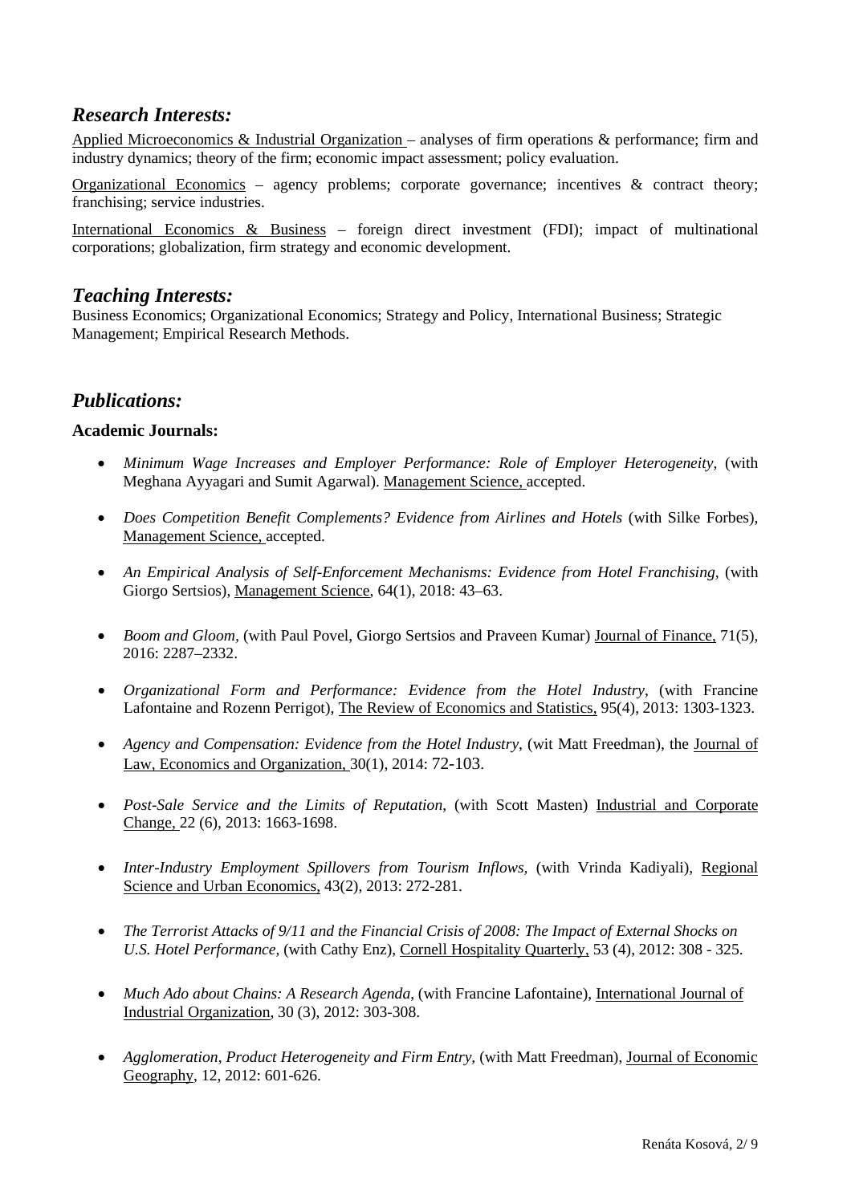## *Research Interests:*

Applied Microeconomics & Industrial Organization – analyses of firm operations & performance; firm and industry dynamics; theory of the firm; economic impact assessment; policy evaluation.

Organizational Economics – agency problems; corporate governance; incentives & contract theory; franchising; service industries.

International Economics & Business – foreign direct investment (FDI); impact of multinational corporations; globalization, firm strategy and economic development.

## *Teaching Interests:*

Business Economics; Organizational Economics; Strategy and Policy, International Business; Strategic Management; Empirical Research Methods.

## *Publications:*

### Academic Journals:

- *Minimum Wage Increases and Employer Performance: Role of Employer Heterogeneity,* (with Meghana Ayyagari and Sumit Agarwal). Management Science, accepted.
- *Does Competition Benefit Complements? Evidence from Airlines and Hotels* (with Silke Forbes), Management Science, accepted.
- *An Empirical Analysis of Self-Enforcement Mechanisms: Evidence from Hotel Franchising,* (with Giorgo Sertsios), Management Science, 64(1), 2018: 43–63.
- *Boom and Gloom,* (with Paul Povel, Giorgo Sertsios and Praveen Kumar) Journal of Finance, 71(5), 2016: 2287–2332.
- *Organizational Form and Performance: Evidence from the Hotel Industry,* (with Francine Lafontaine and Rozenn Perrigot), The Review of Economics and Statistics, 95(4), 2013: 1303-1323.
- *Agency and Compensation: Evidence from the Hotel Industry,* (wit Matt Freedman), the Journal of Law, Economics and Organization, 30(1), 2014: 72-103.
- *Post-Sale Service and the Limits of Reputation,* (with Scott Masten) Industrial and Corporate Change, 22 (6), 2013: 1663-1698.
- *Inter-Industry Employment Spillovers from Tourism Inflows,* (with Vrinda Kadiyali), Regional Science and Urban Economics, 43(2), 2013: 272-281.
- *The Terrorist Attacks of 9/11 and the Financial Crisis of 2008: The Impact of External Shocks on U.S. Hotel Performance,* (with Cathy Enz), Cornell Hospitality Quarterly, 53 (4), 2012: 308 - 325.
- *Much Ado about Chains: A Research Agenda,* (with Francine Lafontaine), International Journal of Industrial Organization, 30 (3), 2012: 303-308.
- *Agglomeration, Product Heterogeneity and Firm Entry,* (with Matt Freedman), Journal of Economic Geography, 12, 2012: 601-626.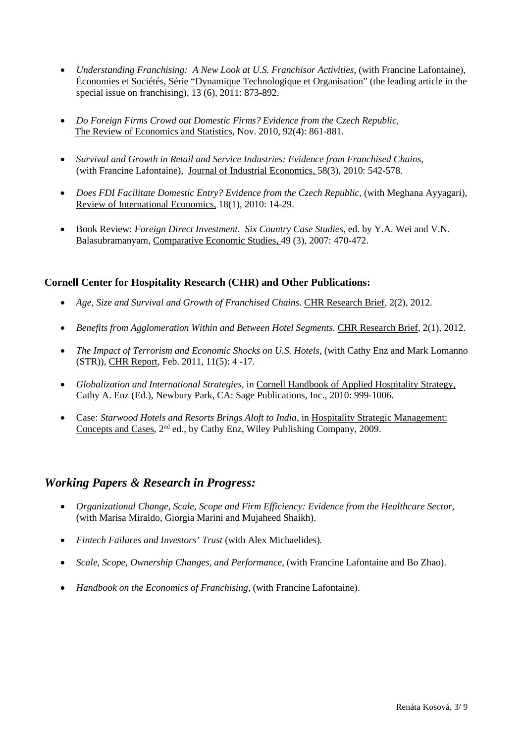- *Understanding Franchising: A New Look at U.S. Franchisor Activities*, (with Francine Lafontaine), Économies et Sociétés, Série "Dynamique Technologique et Organisation" (the leading article in the special issue on franchising), 13 (6), 2011: 873-892.

- *Do Foreign Firms Crowd out Domestic Firms? Evidence from the Czech Republic*, The Review of Economics and Statistics, Nov. 2010, 92(4): 861-881.

- *Survival and Growth in Retail and Service Industries: Evidence from Franchised Chains*, (with Francine Lafontaine), Journal of Industrial Economics, 58(3), 2010: 542-578.

- *Does FDI Facilitate Domestic Entry? Evidence from the Czech Republic*, (with Meghana Ayyagari), Review of International Economics, 18(1), 2010: 14-29.

- Book Review: *Foreign Direct Investment. Six Country Case Studies*, ed. by Y.A. Wei and V.N. Balasubramanyam, Comparative Economic Studies, 49 (3), 2007: 470-472.

**Cornell Center for Hospitality Research (CHR) and Other Publications:**

- *Age, Size and Survival and Growth of Franchised Chains.* CHR Research Brief, 2(2), 2012.

- *Benefits from Agglomeration Within and Between Hotel Segments.* CHR Research Brief, 2(1), 2012.

- *The Impact of Terrorism and Economic Shocks on U.S. Hotels*, (with Cathy Enz and Mark Lomanno (STR)), CHR Report, Feb. 2011, 11(5): 4 -17.

- *Globalization and International Strategies*, in Cornell Handbook of Applied Hospitality Strategy, Cathy A. Enz (Ed.), Newbury Park, CA: Sage Publications, Inc., 2010: 999-1006.

- Case: *Starwood Hotels and Resorts Brings Aloft to India*, in Hospitality Strategic Management: Concepts and Cases, 2nd ed., by Cathy Enz, Wiley Publishing Company, 2009.

## *Working Papers & Research in Progress:*

- *Organizational Change, Scale, Scope and Firm Efficiency: Evidence from the Healthcare Sector*, (with Marisa Miraldo, Giorgia Marini and Mujaheed Shaikh).

- *Fintech Failures and Investors' Trust* (with Alex Michaelides).

- *Scale, Scope, Ownership Changes, and Performance*, (with Francine Lafontaine and Bo Zhao).

- *Handbook on the Economics of Franchising*, (with Francine Lafontaine).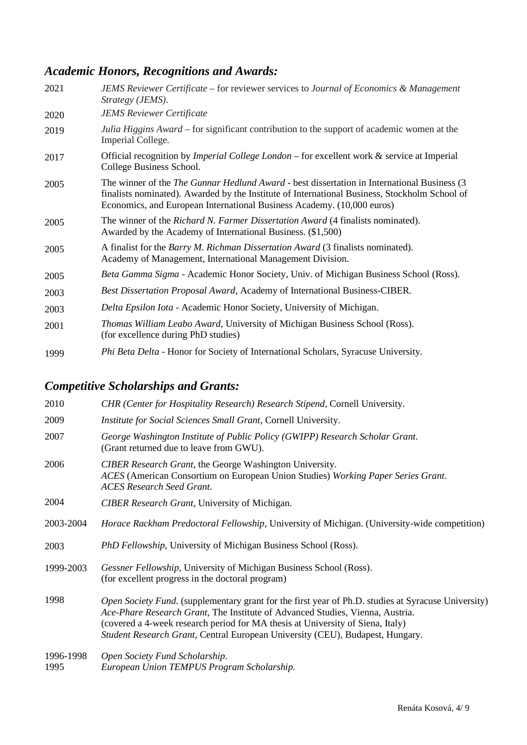## *Academic Honors, Recognitions and Awards:*

| | |
|---|---|
| 2021 | *JEMS Reviewer Certificate* – for reviewer services to *Journal of Economics & Management Strategy (JEMS)*. |
| 2020 | *JEMS Reviewer Certificate* |
| 2019 | *Julia Higgins Award* – for significant contribution to the support of academic women at the Imperial College. |
| 2017 | Official recognition by *Imperial College London* – for excellent work & service at Imperial College Business School. |
| 2005 | The winner of the *The Gunnar Hedlund Award* - best dissertation in International Business (3 finalists nominated). Awarded by the Institute of International Business, Stockholm School of Economics, and European International Business Academy. (10,000 euros) |
| 2005 | The winner of the *Richard N. Farmer Dissertation Award* (4 finalists nominated). Awarded by the Academy of International Business. ($1,500) |
| 2005 | A finalist for the *Barry M. Richman Dissertation Award* (3 finalists nominated). Academy of Management, International Management Division. |
| 2005 | *Beta Gamma Sigma* - Academic Honor Society, Univ. of Michigan Business School (Ross). |
| 2003 | *Best Dissertation Proposal Award*, Academy of International Business-CIBER. |
| 2003 | *Delta Epsilon Iota* - Academic Honor Society, University of Michigan. |
| 2001 | *Thomas William Leabo Award*, University of Michigan Business School (Ross). (for excellence during PhD studies) |
| 1999 | *Phi Beta Delta* - Honor for Society of International Scholars, Syracuse University. |

## *Competitive Scholarships and Grants:*

| | |
|---|---|
| 2010 | *CHR (Center for Hospitality Research) Research Stipend,* Cornell University. |
| 2009 | *Institute for Social Sciences Small Grant*, Cornell University. |
| 2007 | *George Washington Institute of Public Policy (GWIPP) Research Scholar Grant*. (Grant returned due to leave from GWU). |
| 2006 | *CIBER Research Grant*, the George Washington University. *ACES* (American Consortium on European Union Studies) *Working Paper Series Grant*. *ACES Research Seed Grant.* |
| 2004 | *CIBER Research Grant*, University of Michigan. |
| 2003-2004 | *Horace Rackham Predoctoral Fellowship*, University of Michigan. (University-wide competition) |
| 2003 | *PhD Fellowship*, University of Michigan Business School (Ross). |
| 1999-2003 | *Gessner Fellowship*, University of Michigan Business School (Ross). (for excellent progress in the doctoral program) |
| 1998 | *Open Society Fund.* (supplementary grant for the first year of Ph.D. studies at Syracuse University) *Ace-Phare Research Grant*, The Institute of Advanced Studies, Vienna, Austria. (covered a 4-week research period for MA thesis at University of Siena, Italy) *Student Research Grant*, Central European University (CEU), Budapest, Hungary. |
| 1996-1998 | *Open Society Fund Scholarship.* |
| 1995 | *European Union TEMPUS Program Scholarship.* |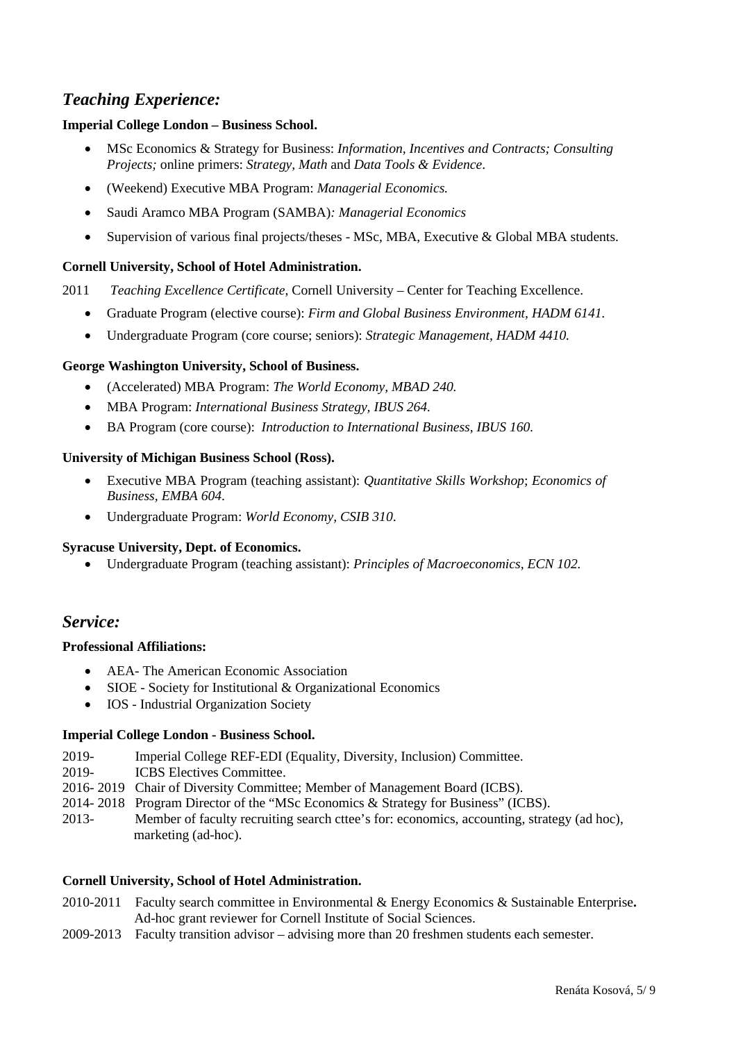## *Teaching Experience:*

**Imperial College London – Business School.**

- MSc Economics & Strategy for Business: *Information, Incentives and Contracts; Consulting Projects;* online primers: *Strategy, Math* and *Data Tools & Evidence*.
- (Weekend) Executive MBA Program: *Managerial Economics.*
- Saudi Aramco MBA Program (SAMBA)*: Managerial Economics*
- Supervision of various final projects/theses - MSc, MBA, Executive & Global MBA students.

**Cornell University, School of Hotel Administration.**

2011 *Teaching Excellence Certificate*, Cornell University – Center for Teaching Excellence.

- Graduate Program (elective course): *Firm and Global Business Environment, HADM 6141.*
- Undergraduate Program (core course; seniors): *Strategic Management, HADM 4410.*

**George Washington University, School of Business.**

- (Accelerated) MBA Program: *The World Economy, MBAD 240.*
- MBA Program: *International Business Strategy, IBUS 264.*
- BA Program (core course): *Introduction to International Business, IBUS 160.*

**University of Michigan Business School (Ross).**

- Executive MBA Program (teaching assistant): *Quantitative Skills Workshop*; *Economics of Business, EMBA 604.*
- Undergraduate Program: *World Economy, CSIB 310.*

**Syracuse University, Dept. of Economics.**

- Undergraduate Program (teaching assistant): *Principles of Macroeconomics, ECN 102.*

## *Service:*

**Professional Affiliations:**

- AEA- The American Economic Association
- SIOE - Society for Institutional & Organizational Economics
- IOS - Industrial Organization Society

**Imperial College London - Business School.**

2019- Imperial College REF-EDI (Equality, Diversity, Inclusion) Committee.
2019- ICBS Electives Committee.
2016- 2019 Chair of Diversity Committee; Member of Management Board (ICBS).
2014- 2018 Program Director of the "MSc Economics & Strategy for Business" (ICBS).
2013- Member of faculty recruiting search cttee's for: economics, accounting, strategy (ad hoc), marketing (ad-hoc).

**Cornell University, School of Hotel Administration.**

2010-2011 Faculty search committee in Environmental & Energy Economics & Sustainable Enterprise**.** Ad-hoc grant reviewer for Cornell Institute of Social Sciences.
2009-2013 Faculty transition advisor – advising more than 20 freshmen students each semester.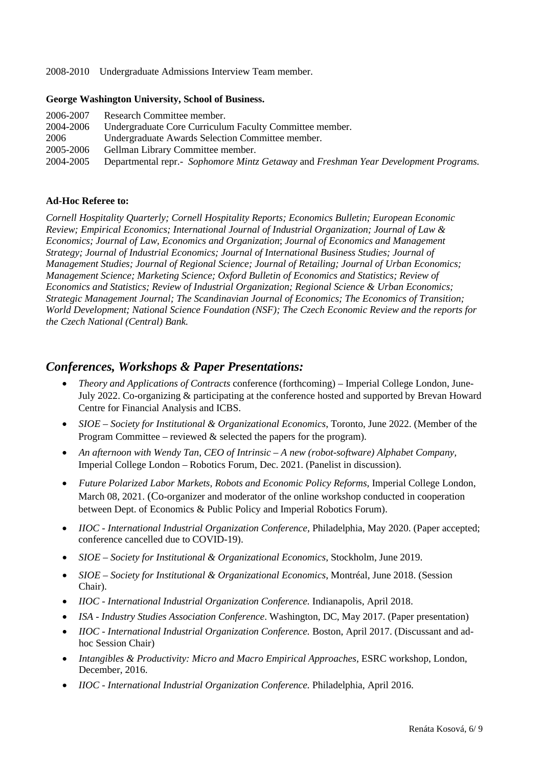2008-2010 Undergraduate Admissions Interview Team member.

**George Washington University, School of Business.**

2006-2007 Research Committee member.
2004-2006 Undergraduate Core Curriculum Faculty Committee member.
2006 Undergraduate Awards Selection Committee member.
2005-2006 Gellman Library Committee member.
2004-2005 Departmental repr.- *Sophomore Mintz Getaway* and *Freshman Year Development Programs.*

**Ad-Hoc Referee to:**

*Cornell Hospitality Quarterly; Cornell Hospitality Reports; Economics Bulletin; European Economic Review; Empirical Economics; International Journal of Industrial Organization; Journal of Law & Economics; Journal of Law, Economics and Organization*; *Journal of Economics and Management Strategy; Journal of Industrial Economics; Journal of International Business Studies; Journal of Management Studies; Journal of Regional Science; Journal of Retailing; Journal of Urban Economics; Management Science; Marketing Science; Oxford Bulletin of Economics and Statistics; Review of Economics and Statistics; Review of Industrial Organization; Regional Science & Urban Economics; Strategic Management Journal; The Scandinavian Journal of Economics; The Economics of Transition; World Development; National Science Foundation (NSF); The Czech Economic Review and the reports for the Czech National (Central) Bank.*

## *Conferences, Workshops & Paper Presentations:*

- *Theory and Applications of Contracts* conference (forthcoming) – Imperial College London, June-July 2022. Co-organizing & participating at the conference hosted and supported by Brevan Howard Centre for Financial Analysis and ICBS.
- *SIOE – Society for Institutional & Organizational Economics*, Toronto, June 2022. (Member of the Program Committee – reviewed & selected the papers for the program).
- *An afternoon with Wendy Tan, CEO of Intrinsic – A new (robot-software) Alphabet Company*, Imperial College London – Robotics Forum, Dec. 2021. (Panelist in discussion).
- *Future Polarized Labor Markets, Robots and Economic Policy Reforms,* Imperial College London, March 08, 2021. (Co-organizer and moderator of the online workshop conducted in cooperation between Dept. of Economics & Public Policy and Imperial Robotics Forum).
- *IIOC - International Industrial Organization Conference,* Philadelphia, May 2020. (Paper accepted; conference cancelled due to COVID-19).
- *SIOE – Society for Institutional & Organizational Economics*, Stockholm, June 2019.
- *SIOE – Society for Institutional & Organizational Economics*, Montréal, June 2018. (Session Chair).
- *IIOC - International Industrial Organization Conference.* Indianapolis, April 2018.
- *ISA - Industry Studies Association Conference*. Washington, DC, May 2017. (Paper presentation)
- *IIOC - International Industrial Organization Conference.* Boston, April 2017. (Discussant and ad-hoc Session Chair)
- *Intangibles & Productivity: Micro and Macro Empirical Approaches,* ESRC workshop, London, December, 2016.
- *IIOC - International Industrial Organization Conference.* Philadelphia, April 2016.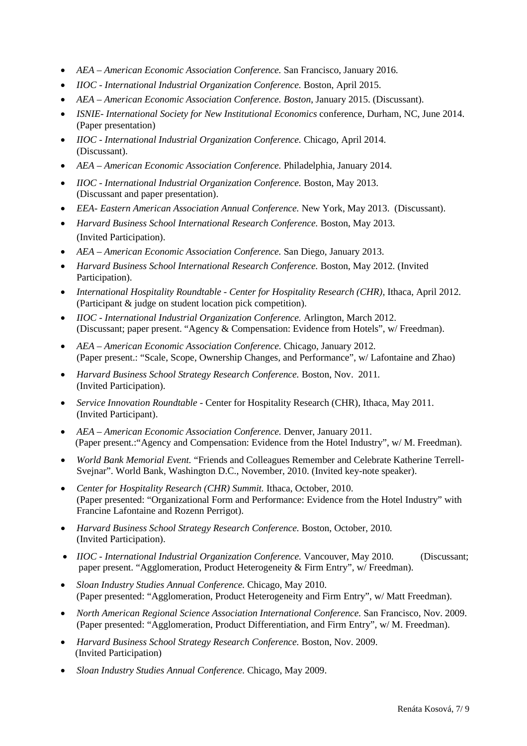- *AEA – American Economic Association Conference.* San Francisco, January 2016.
- *IIOC - International Industrial Organization Conference.* Boston, April 2015.
- *AEA – American Economic Association Conference. Boston*, January 2015. (Discussant).
- *ISNIE- International Society for New Institutional Economics* conference, Durham, NC, June 2014. (Paper presentation)
- *IIOC - International Industrial Organization Conference.* Chicago, April 2014. (Discussant).
- *AEA – American Economic Association Conference.* Philadelphia, January 2014.
- *IIOC - International Industrial Organization Conference.* Boston, May 2013. (Discussant and paper presentation).
- *EEA- Eastern American Association Annual Conference.* New York, May 2013. (Discussant).
- *Harvard Business School International Research Conference.* Boston, May 2013. (Invited Participation).
- *AEA – American Economic Association Conference.* San Diego, January 2013.
- *Harvard Business School International Research Conference.* Boston, May 2012. (Invited Participation).
- *International Hospitality Roundtable - Center for Hospitality Research (CHR),* Ithaca, April 2012. (Participant & judge on student location pick competition).
- *IIOC - International Industrial Organization Conference.* Arlington, March 2012. (Discussant; paper present. "Agency & Compensation: Evidence from Hotels", w/ Freedman).
- *AEA – American Economic Association Conference.* Chicago, January 2012. (Paper present.: "Scale, Scope, Ownership Changes, and Performance", w/ Lafontaine and Zhao)
- *Harvard Business School Strategy Research Conference.* Boston, Nov. 2011. (Invited Participation).
- *Service Innovation Roundtable* - Center for Hospitality Research (CHR), Ithaca, May 2011. (Invited Participant).
- *AEA – American Economic Association Conference.* Denver, January 2011. (Paper present.:"Agency and Compensation: Evidence from the Hotel Industry", w/ M. Freedman).
- *World Bank Memorial Event.* "Friends and Colleagues Remember and Celebrate Katherine Terrell-Svejnar". World Bank, Washington D.C., November, 2010. (Invited key-note speaker).
- *Center for Hospitality Research (CHR) Summit.* Ithaca, October, 2010. (Paper presented: "Organizational Form and Performance: Evidence from the Hotel Industry" with Francine Lafontaine and Rozenn Perrigot).
- *Harvard Business School Strategy Research Conference.* Boston, October, 2010. (Invited Participation).
- *IIOC - International Industrial Organization Conference.* Vancouver, May 2010. (Discussant; paper present. "Agglomeration, Product Heterogeneity & Firm Entry", w/ Freedman).
- *Sloan Industry Studies Annual Conference.* Chicago, May 2010. (Paper presented: "Agglomeration, Product Heterogeneity and Firm Entry", w/ Matt Freedman).
- *North American Regional Science Association International Conference.* San Francisco, Nov. 2009. (Paper presented: "Agglomeration, Product Differentiation, and Firm Entry", w/ M. Freedman).
- *Harvard Business School Strategy Research Conference.* Boston, Nov. 2009. (Invited Participation)
- *Sloan Industry Studies Annual Conference.* Chicago, May 2009.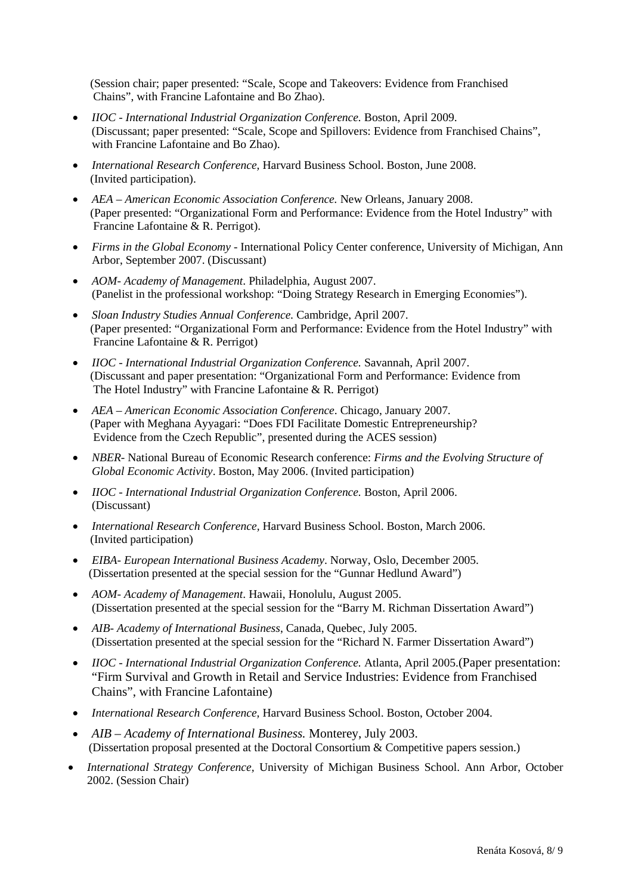(Session chair; paper presented: "Scale, Scope and Takeovers: Evidence from Franchised Chains", with Francine Lafontaine and Bo Zhao).

- *IIOC - International Industrial Organization Conference.* Boston, April 2009. (Discussant; paper presented: "Scale, Scope and Spillovers: Evidence from Franchised Chains", with Francine Lafontaine and Bo Zhao).
- *International Research Conference,* Harvard Business School. Boston, June 2008. (Invited participation).
- *AEA – American Economic Association Conference.* New Orleans, January 2008. (Paper presented: "Organizational Form and Performance: Evidence from the Hotel Industry" with Francine Lafontaine & R. Perrigot).
- *Firms in the Global Economy* - International Policy Center conference, University of Michigan, Ann Arbor, September 2007. (Discussant)
- *AOM- Academy of Management*. Philadelphia, August 2007. (Panelist in the professional workshop: "Doing Strategy Research in Emerging Economies").
- *Sloan Industry Studies Annual Conference.* Cambridge, April 2007. (Paper presented: "Organizational Form and Performance: Evidence from the Hotel Industry" with Francine Lafontaine & R. Perrigot)
- *IIOC - International Industrial Organization Conference.* Savannah, April 2007. (Discussant and paper presentation: "Organizational Form and Performance: Evidence from The Hotel Industry" with Francine Lafontaine & R. Perrigot)
- *AEA – American Economic Association Conference*. Chicago, January 2007. (Paper with Meghana Ayyagari: "Does FDI Facilitate Domestic Entrepreneurship? Evidence from the Czech Republic", presented during the ACES session)
- *NBER*- National Bureau of Economic Research conference: *Firms and the Evolving Structure of Global Economic Activity*. Boston, May 2006. (Invited participation)
- *IIOC - International Industrial Organization Conference.* Boston, April 2006. (Discussant)
- *International Research Conference,* Harvard Business School. Boston, March 2006. (Invited participation)
- *EIBA- European International Business Academy*. Norway, Oslo, December 2005. (Dissertation presented at the special session for the "Gunnar Hedlund Award")
- *AOM- Academy of Management*. Hawaii, Honolulu, August 2005. (Dissertation presented at the special session for the "Barry M. Richman Dissertation Award")
- *AIB- Academy of International Business*, Canada, Quebec, July 2005. (Dissertation presented at the special session for the "Richard N. Farmer Dissertation Award")
- *IIOC - International Industrial Organization Conference.* Atlanta, April 2005.(Paper presentation: "Firm Survival and Growth in Retail and Service Industries: Evidence from Franchised Chains", with Francine Lafontaine)
- *International Research Conference,* Harvard Business School. Boston, October 2004.
- *AIB – Academy of International Business.* Monterey, July 2003. (Dissertation proposal presented at the Doctoral Consortium & Competitive papers session.)
- *International Strategy Conference,* University of Michigan Business School. Ann Arbor, October 2002. (Session Chair)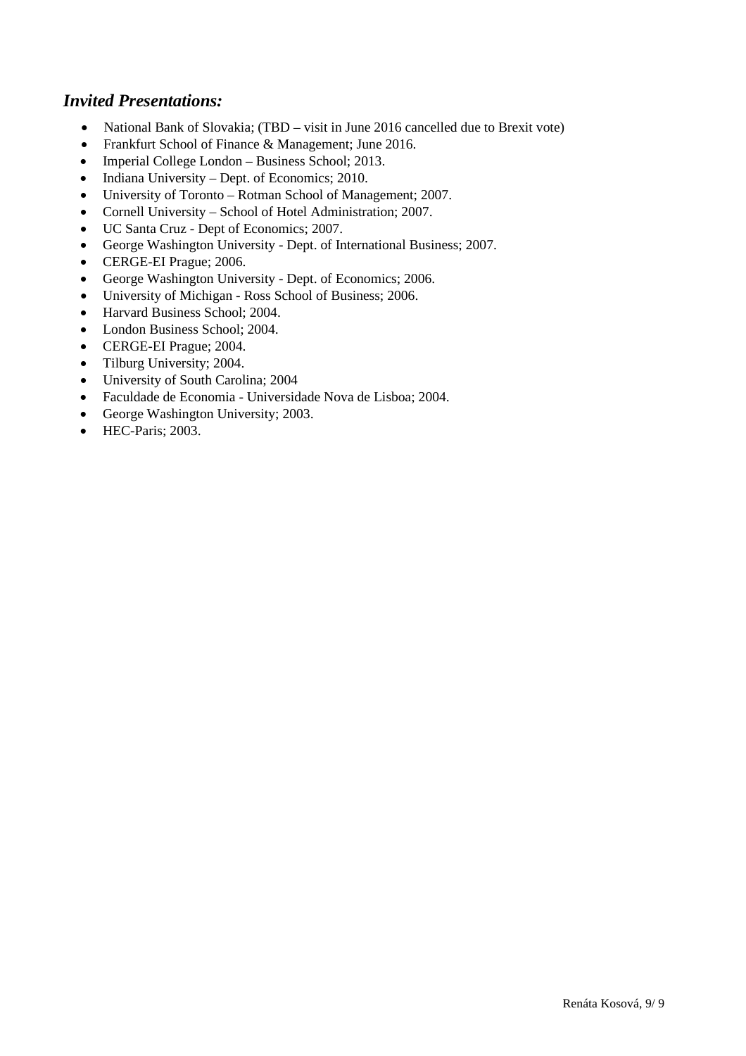### *Invited Presentations:*

- National Bank of Slovakia; (TBD – visit in June 2016 cancelled due to Brexit vote)
- Frankfurt School of Finance & Management; June 2016.
- Imperial College London – Business School; 2013.
- Indiana University – Dept. of Economics; 2010.
- University of Toronto – Rotman School of Management; 2007.
- Cornell University – School of Hotel Administration; 2007.
- UC Santa Cruz - Dept of Economics; 2007.
- George Washington University - Dept. of International Business; 2007.
- CERGE-EI Prague; 2006.
- George Washington University - Dept. of Economics; 2006.
- University of Michigan - Ross School of Business; 2006.
- Harvard Business School; 2004.
- London Business School; 2004.
- CERGE-EI Prague; 2004.
- Tilburg University; 2004.
- University of South Carolina; 2004
- Faculdade de Economia - Universidade Nova de Lisboa; 2004.
- George Washington University; 2003.
- HEC-Paris; 2003.